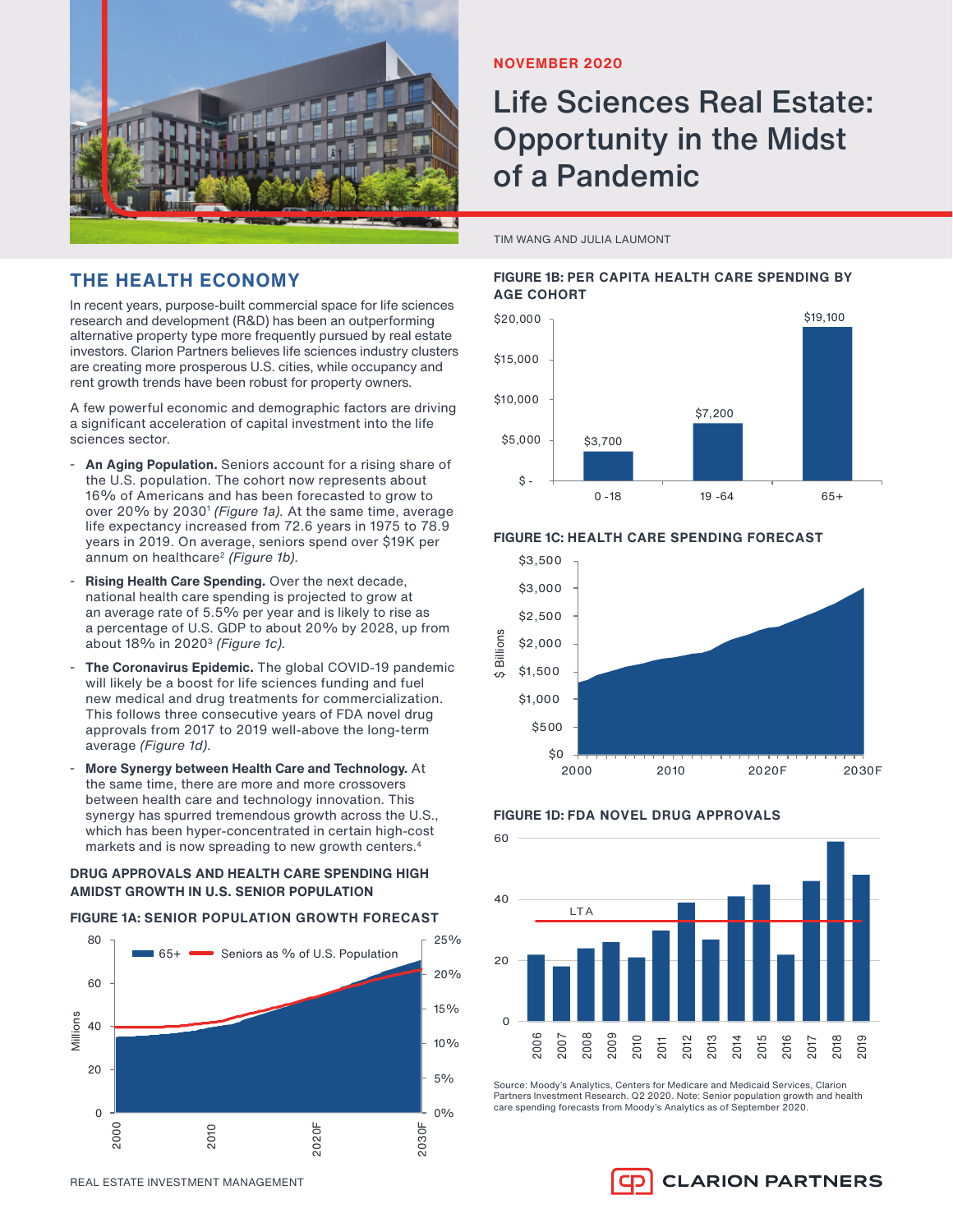NOVEMBER 2020

# Life Sciences Real Estate: Opportunity in the Midst of a Pandemic

TIM WANG AND JULIA LAUMONT

## THE HEALTH ECONOMY

In recent years, purpose-built commercial space for life sciences research and development (R&D) has been an outperforming alternative property type more frequently pursued by real estate investors. Clarion Partners believes life sciences industry clusters are creating more prosperous U.S. cities, while occupancy and rent growth trends have been robust for property owners.

A few powerful economic and demographic factors are driving a significant acceleration of capital investment into the life sciences sector.

- **An Aging Population.** Seniors account for a rising share of the U.S. population. The cohort now represents about 16% of Americans and has been forecasted to grow to over 20% by 2030[1] *(Figure 1a)*. At the same time, average life expectancy increased from 72.6 years in 1975 to 78.9 years in 2019. On average, seniors spend over $19K per annum on healthcare[2] *(Figure 1b)*.
- **Rising Health Care Spending.** Over the next decade, national health care spending is projected to grow at an average rate of 5.5% per year and is likely to rise as a percentage of U.S. GDP to about 20% by 2028, up from about 18% in 2020[3] *(Figure 1c)*.
- **The Coronavirus Epidemic.** The global COVID-19 pandemic will likely be a boost for life sciences funding and fuel new medical and drug treatments for commercialization. This follows three consecutive years of FDA novel drug approvals from 2017 to 2019 well-above the long-term average *(Figure 1d)*.
- **More Synergy between Health Care and Technology.** At the same time, there are more and more crossovers between health care and technology innovation. This synergy has spurred tremendous growth across the U.S., which has been hyper-concentrated in certain high-cost markets and is now spreading to new growth centers.[4]

### DRUG APPROVALS AND HEALTH CARE SPENDING HIGH AMIDST GROWTH IN U.S. SENIOR POPULATION

**FIGURE 1A: SENIOR POPULATION GROWTH FORECAST**

**FIGURE 1B: PER CAPITA HEALTH CARE SPENDING BY AGE COHORT**

| Age Cohort | Spending |
|---|---|
| 0 -18 | $3,700 |
| 19 -64 | $7,200 |
| 65+ | $19,100 |

**FIGURE 1C: HEALTH CARE SPENDING FORECAST**

**FIGURE 1D: FDA NOVEL DRUG APPROVALS**

Source: Moody's Analytics, Centers for Medicare and Medicaid Services, Clarion Partners Investment Research. Q2 2020. Note: Senior population growth and health care spending forecasts from Moody's Analytics as of September 2020.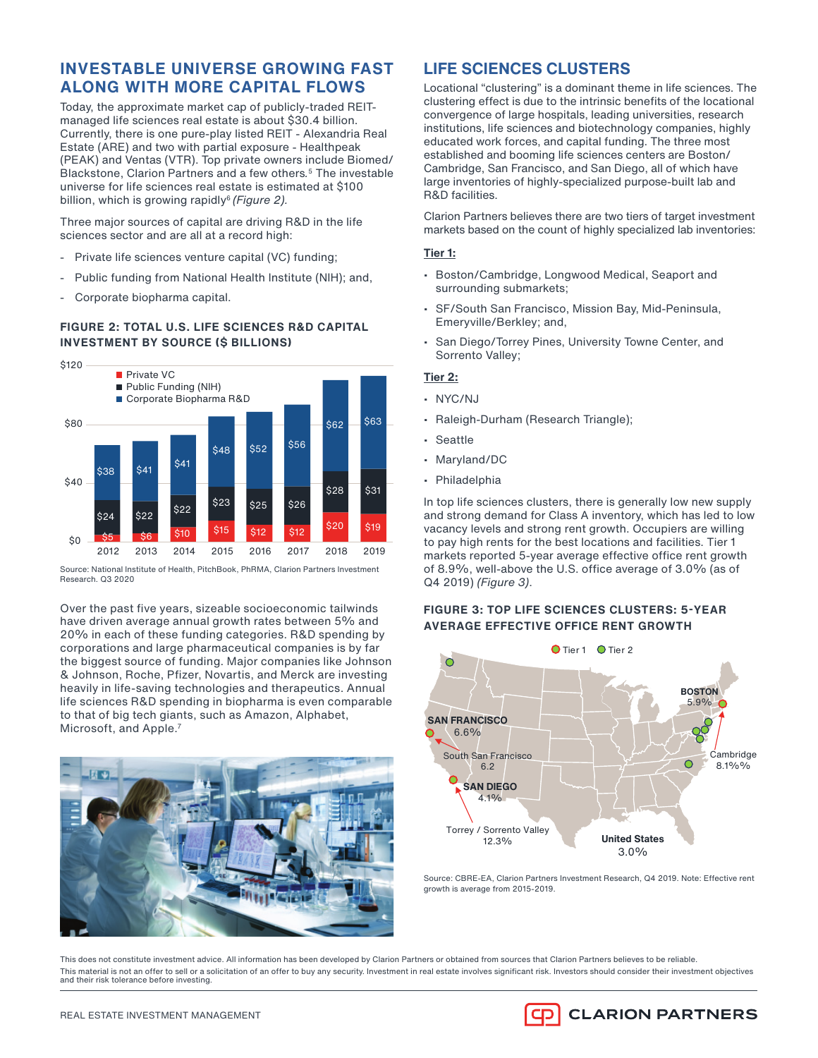## INVESTABLE UNIVERSE GROWING FAST ALONG WITH MORE CAPITAL FLOWS

Today, the approximate market cap of publicly-traded REIT-managed life sciences real estate is about $30.4 billion. Currently, there is one pure-play listed REIT - Alexandria Real Estate (ARE) and two with partial exposure - Healthpeak (PEAK) and Ventas (VTR). Top private owners include Biomed/Blackstone, Clarion Partners and a few others.[5] The investable universe for life sciences real estate is estimated at $100 billion, which is growing rapidly[6] *(Figure 2).*

Three major sources of capital are driving R&D in the life sciences sector and are all at a record high:

- Private life sciences venture capital (VC) funding;
- Public funding from National Health Institute (NIH); and,
- Corporate biopharma capital.

### FIGURE 2: TOTAL U.S. LIFE SCIENCES R&D CAPITAL INVESTMENT BY SOURCE ($ BILLIONS)

| Year | Private VC | Public Funding (NIH) | Corporate Biopharma R&D |
|---|---|---|---|
| 2012 | $5 | $24 | $38 |
| 2013 | $6 | $22 | $41 |
| 2014 | $10 | $22 | $41 |
| 2015 | $15 | $23 | $48 |
| 2016 | $12 | $25 | $52 |
| 2017 | $12 | $26 | $56 |
| 2018 | $20 | $28 | $62 |
| 2019 | $19 | $31 | $63 |

Source: National Institute of Health, PitchBook, PhRMA, Clarion Partners Investment Research. Q3 2020

Over the past five years, sizeable socioeconomic tailwinds have driven average annual growth rates between 5% and 20% in each of these funding categories. R&D spending by corporations and large pharmaceutical companies is by far the biggest source of funding. Major companies like Johnson & Johnson, Roche, Pfizer, Novartis, and Merck are investing heavily in life-saving technologies and therapeutics. Annual life sciences R&D spending in biopharma is even comparable to that of big tech giants, such as Amazon, Alphabet, Microsoft, and Apple.[7]

## LIFE SCIENCES CLUSTERS

Locational "clustering" is a dominant theme in life sciences. The clustering effect is due to the intrinsic benefits of the locational convergence of large hospitals, leading universities, research institutions, life sciences and biotechnology companies, highly educated work forces, and capital funding. The three most established and booming life sciences centers are Boston/Cambridge, San Francisco, and San Diego, all of which have large inventories of highly-specialized purpose-built lab and R&D facilities.

Clarion Partners believes there are two tiers of target investment markets based on the count of highly specialized lab inventories:

**Tier 1:**

- Boston/Cambridge, Longwood Medical, Seaport and surrounding submarkets;
- SF/South San Francisco, Mission Bay, Mid-Peninsula, Emeryville/Berkley; and,
- San Diego/Torrey Pines, University Towne Center, and Sorrento Valley;

**Tier 2:**

- NYC/NJ
- Raleigh-Durham (Research Triangle);
- Seattle
- Maryland/DC
- Philadelphia

In top life sciences clusters, there is generally low new supply and strong demand for Class A inventory, which has led to low vacancy levels and strong rent growth. Occupiers are willing to pay high rents for the best locations and facilities. Tier 1 markets reported 5-year average effective office rent growth of 8.9%, well-above the U.S. office average of 3.0% (as of Q4 2019) *(Figure 3).*

### FIGURE 3: TOP LIFE SCIENCES CLUSTERS: 5-YEAR AVERAGE EFFECTIVE OFFICE RENT GROWTH

Tier 1 | Tier 2

BOSTON 5.9%
SAN FRANCISCO 6.6%
South San Francisco 6.2
SAN DIEGO 4.1%
Torrey / Sorrento Valley 12.3%
Cambridge 8.1%%
United States 3.0%

Source: CBRE-EA, Clarion Partners Investment Research, Q4 2019. Note: Effective rent growth is average from 2015-2019.

This does not constitute investment advice. All information has been developed by Clarion Partners or obtained from sources that Clarion Partners believes to be reliable.
This material is not an offer to sell or a solicitation of an offer to buy any security. Investment in real estate involves significant risk. Investors should consider their investment objectives and their risk tolerance before investing.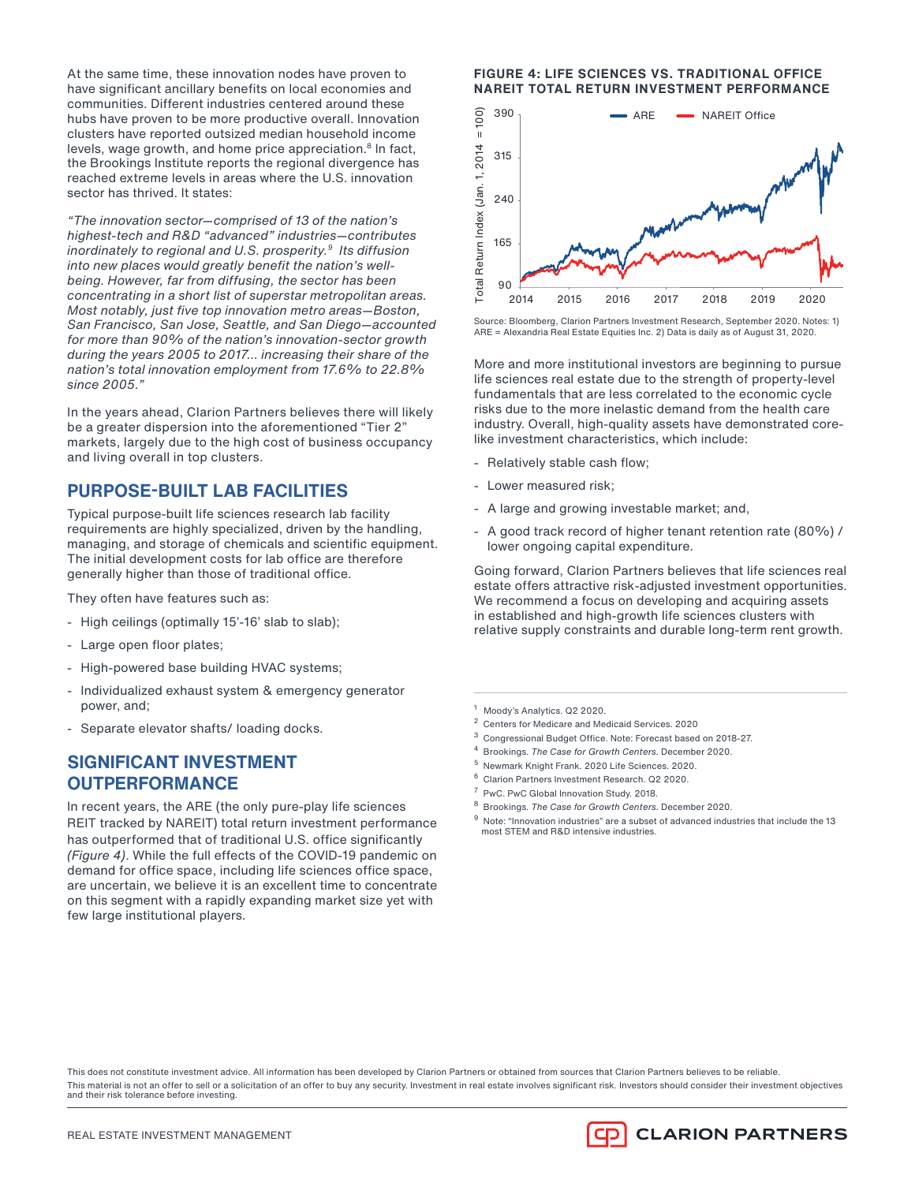At the same time, these innovation nodes have proven to have significant ancillary benefits on local economies and communities. Different industries centered around these hubs have proven to be more productive overall. Innovation clusters have reported outsized median household income levels, wage growth, and home price appreciation.[8] In fact, the Brookings Institute reports the regional divergence has reached extreme levels in areas where the U.S. innovation sector has thrived. It states:

*"The innovation sector—comprised of 13 of the nation's highest-tech and R&D "advanced" industries—contributes inordinately to regional and U.S. prosperity.[9] Its diffusion into new places would greatly benefit the nation's well-being. However, far from diffusing, the sector has been concentrating in a short list of superstar metropolitan areas. Most notably, just five top innovation metro areas—Boston, San Francisco, San Jose, Seattle, and San Diego—accounted for more than 90% of the nation's innovation-sector growth during the years 2005 to 2017... increasing their share of the nation's total innovation employment from 17.6% to 22.8% since 2005."*

In the years ahead, Clarion Partners believes there will likely be a greater dispersion into the aforementioned "Tier 2" markets, largely due to the high cost of business occupancy and living overall in top clusters.

## PURPOSE-BUILT LAB FACILITIES

Typical purpose-built life sciences research lab facility requirements are highly specialized, driven by the handling, managing, and storage of chemicals and scientific equipment. The initial development costs for lab office are therefore generally higher than those of traditional office.

They often have features such as:

- High ceilings (optimally 15'-16' slab to slab);
- Large open floor plates;
- High-powered base building HVAC systems;
- Individualized exhaust system & emergency generator power, and;
- Separate elevator shafts/ loading docks.

## SIGNIFICANT INVESTMENT OUTPERFORMANCE

In recent years, the ARE (the only pure-play life sciences REIT tracked by NAREIT) total return investment performance has outperformed that of traditional U.S. office significantly *(Figure 4)*. While the full effects of the COVID-19 pandemic on demand for office space, including life sciences office space, are uncertain, we believe it is an excellent time to concentrate on this segment with a rapidly expanding market size yet with few large institutional players.

**FIGURE 4: LIFE SCIENCES VS. TRADITIONAL OFFICE NAREIT TOTAL RETURN INVESTMENT PERFORMANCE**

ARE
NAREIT Office
Total Return Index (Jan. 1, 2014 = 100)
390
315
240
165
90
2014
2015
2016
2017
2018
2019
2020

Source: Bloomberg, Clarion Partners Investment Research, September 2020. Notes: 1) ARE = Alexandria Real Estate Equities Inc. 2) Data is daily as of August 31, 2020.

More and more institutional investors are beginning to pursue life sciences real estate due to the strength of property-level fundamentals that are less correlated to the economic cycle risks due to the more inelastic demand from the health care industry. Overall, high-quality assets have demonstrated core-like investment characteristics, which include:

- Relatively stable cash flow;
- Lower measured risk;
- A large and growing investable market; and,
- A good track record of higher tenant retention rate (80%) / lower ongoing capital expenditure.

Going forward, Clarion Partners believes that life sciences real estate offers attractive risk-adjusted investment opportunities. We recommend a focus on developing and acquiring assets in established and high-growth life sciences clusters with relative supply constraints and durable long-term rent growth.

1 Moody's Analytics. Q2 2020.
2 Centers for Medicare and Medicaid Services. 2020
3 Congressional Budget Office. Note: Forecast based on 2018-27.
4 Brookings. *The Case for Growth Centers*. December 2020.
5 Newmark Knight Frank. 2020 Life Sciences. 2020.
6 Clarion Partners Investment Research. Q2 2020.
7 PwC. PwC Global Innovation Study. 2018.
8 Brookings. *The Case for Growth Centers*. December 2020.
9 Note: "Innovation industries" are a subset of advanced industries that include the 13 most STEM and R&D intensive industries.

This does not constitute investment advice. All information has been developed by Clarion Partners or obtained from sources that Clarion Partners believes to be reliable.
This material is not an offer to sell or a solicitation of an offer to buy any security. Investment in real estate involves significant risk. Investors should consider their investment objectives and their risk tolerance before investing.